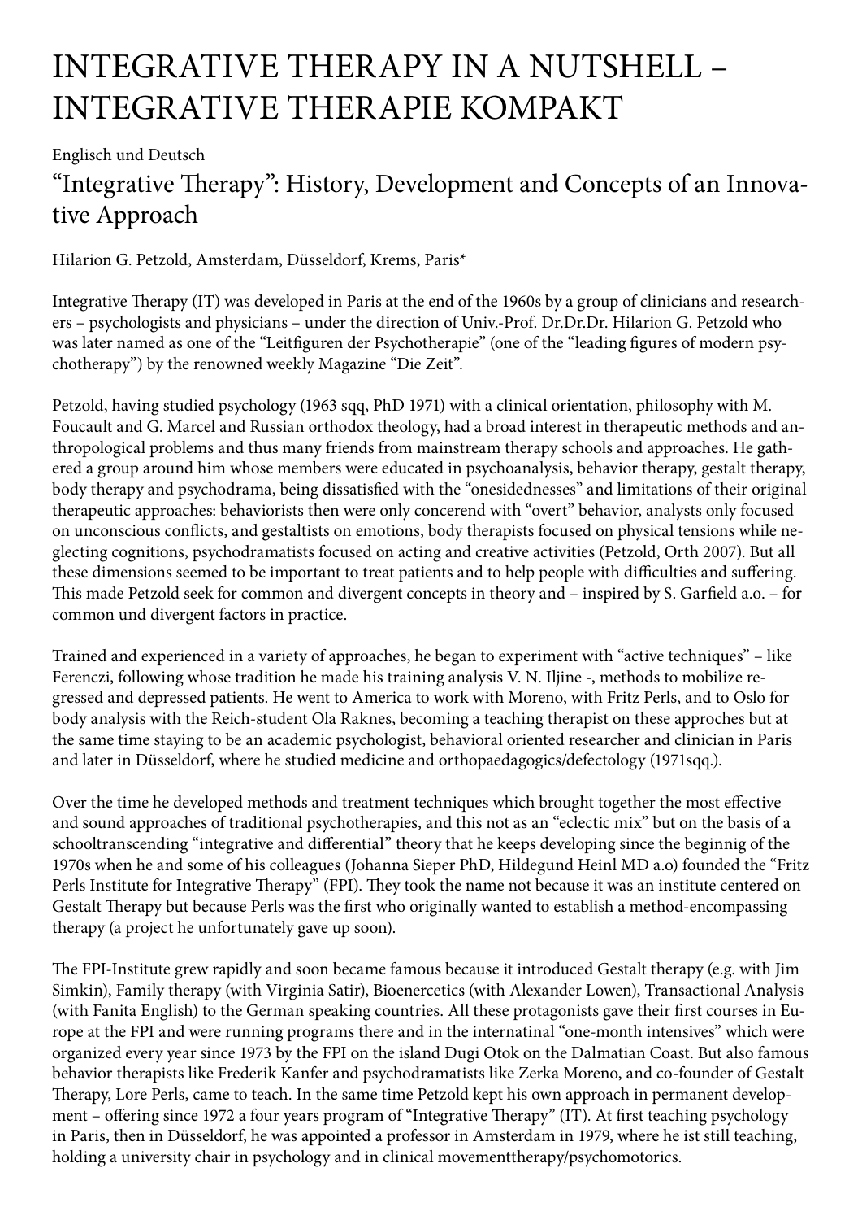# INTEGRATIVE THERAPY IN A NUTSHELL – INTEGRATIVE THERAPIE KOMPAKT

Englisch und Deutsch

## "Integrative Therapy": History, Development and Concepts of an Innovative Approach

Hilarion G. Petzold, Amsterdam, Düsseldorf, Krems, Paris*

Integrative Therapy (IT) was developed in Paris at the end of the 1960s by a group of clinicians and researchers – psychologists and physicians – under the direction of Univ.-Prof. Dr.Dr.Dr. Hilarion G. Petzold who was later named as one of the "Leitfiguren der Psychotherapie" (one of the "leading figures of modern psychotherapy") by the renowned weekly Magazine "Die Zeit".

Petzold, having studied psychology (1963 sqq, PhD 1971) with a clinical orientation, philosophy with M. Foucault and G. Marcel and Russian orthodox theology, had a broad interest in therapeutic methods and anthropological problems and thus many friends from mainstream therapy schools and approaches. He gathered a group around him whose members were educated in psychoanalysis, behavior therapy, gestalt therapy, body therapy and psychodrama, being dissatisfied with the "onesidednesses" and limitations of their original therapeutic approaches: behaviorists then were only concerend with "overt" behavior, analysts only focused on unconscious conflicts, and gestaltists on emotions, body therapists focused on physical tensions while neglecting cognitions, psychodramatists focused on acting and creative activities (Petzold, Orth 2007). But all these dimensions seemed to be important to treat patients and to help people with difficulties and suffering. This made Petzold seek for common and divergent concepts in theory and – inspired by S. Garfield a.o. – for common und divergent factors in practice.

Trained and experienced in a variety of approaches, he began to experiment with "active techniques" – like Ferenczi, following whose tradition he made his training analysis V. N. Iljine -, methods to mobilize regressed and depressed patients. He went to America to work with Moreno, with Fritz Perls, and to Oslo for body analysis with the Reich-student Ola Raknes, becoming a teaching therapist on these approches but at the same time staying to be an academic psychologist, behavioral oriented researcher and clinician in Paris and later in Düsseldorf, where he studied medicine and orthopaedagogics/defectology (1971sqq.).

Over the time he developed methods and treatment techniques which brought together the most effective and sound approaches of traditional psychotherapies, and this not as an "eclectic mix" but on the basis of a schooltranscending "integrative and differential" theory that he keeps developing since the beginnig of the 1970s when he and some of his colleagues (Johanna Sieper PhD, Hildegund Heinl MD a.o) founded the "Fritz Perls Institute for Integrative Therapy" (FPI). They took the name not because it was an institute centered on Gestalt Therapy but because Perls was the first who originally wanted to establish a method-encompassing therapy (a project he unfortunately gave up soon).

The FPI-Institute grew rapidly and soon became famous because it introduced Gestalt therapy (e.g. with Jim Simkin), Family therapy (with Virginia Satir), Bioenercetics (with Alexander Lowen), Transactional Analysis (with Fanita English) to the German speaking countries. All these protagonists gave their first courses in Europe at the FPI and were running programs there and in the internatinal "one-month intensives" which were organized every year since 1973 by the FPI on the island Dugi Otok on the Dalmatian Coast. But also famous behavior therapists like Frederik Kanfer and psychodramatists like Zerka Moreno, and co-founder of Gestalt Therapy, Lore Perls, came to teach. In the same time Petzold kept his own approach in permanent development – offering since 1972 a four years program of "Integrative Therapy" (IT). At first teaching psychology in Paris, then in Düsseldorf, he was appointed a professor in Amsterdam in 1979, where he ist still teaching, holding a university chair in psychology and in clinical movementtherapy/psychomotorics.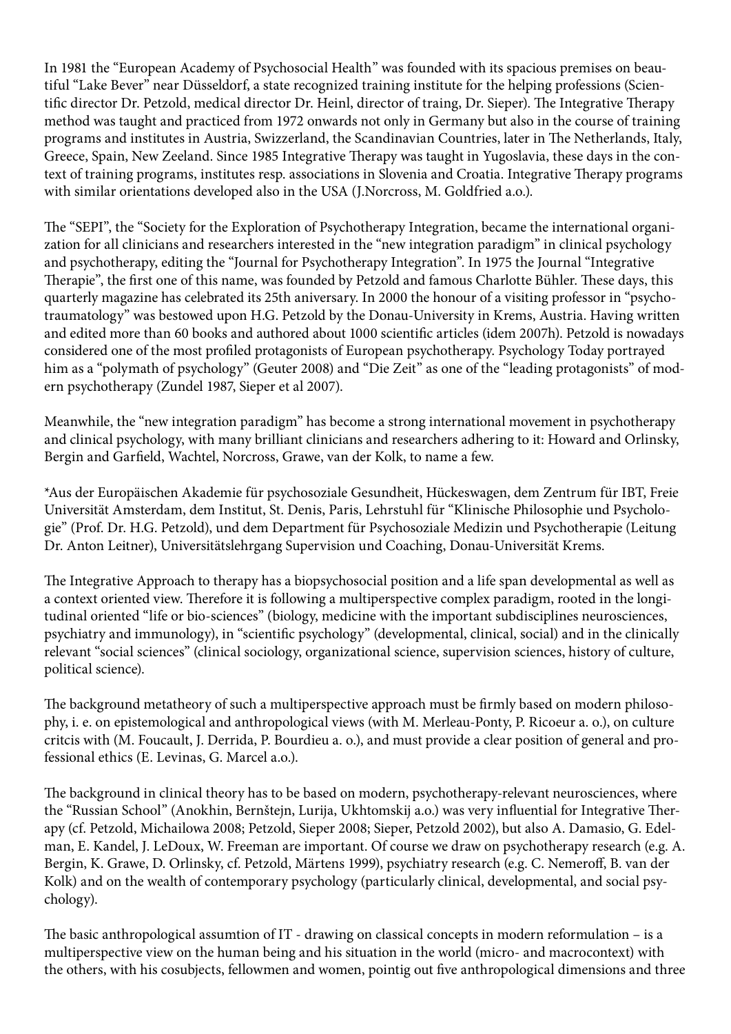In 1981 the "European Academy of Psychosocial Health" was founded with its spacious premises on beautiful "Lake Bever" near Düsseldorf, a state recognized training institute for the helping professions (Scientific director Dr. Petzold, medical director Dr. Heinl, director of traing, Dr. Sieper). The Integrative Therapy method was taught and practiced from 1972 onwards not only in Germany but also in the course of training programs and institutes in Austria, Swizzerland, the Scandinavian Countries, later in The Netherlands, Italy, Greece, Spain, New Zeeland. Since 1985 Integrative Therapy was taught in Yugoslavia, these days in the context of training programs, institutes resp. associations in Slovenia and Croatia. Integrative Therapy programs with similar orientations developed also in the USA (J.Norcross, M. Goldfried a.o.).

The "SEPI", the "Society for the Exploration of Psychotherapy Integration, became the international organization for all clinicians and researchers interested in the "new integration paradigm" in clinical psychology and psychotherapy, editing the "Journal for Psychotherapy Integration". In 1975 the Journal "Integrative Therapie", the first one of this name, was founded by Petzold and famous Charlotte Bühler. These days, this quarterly magazine has celebrated its 25th aniversary. In 2000 the honour of a visiting professor in "psychotraumatology" was bestowed upon H.G. Petzold by the Donau-University in Krems, Austria. Having written and edited more than 60 books and authored about 1000 scientific articles (idem 2007h). Petzold is nowadays considered one of the most profiled protagonists of European psychotherapy. Psychology Today portrayed him as a "polymath of psychology" (Geuter 2008) and "Die Zeit" as one of the "leading protagonists" of modern psychotherapy (Zundel 1987, Sieper et al 2007).

Meanwhile, the "new integration paradigm" has become a strong international movement in psychotherapy and clinical psychology, with many brilliant clinicians and researchers adhering to it: Howard and Orlinsky, Bergin and Garfield, Wachtel, Norcross, Grawe, van der Kolk, to name a few.

*Aus der Europäischen Akademie für psychosoziale Gesundheit, Hückeswagen, dem Zentrum für IBT, Freie Universität Amsterdam, dem Institut, St. Denis, Paris, Lehrstuhl für "Klinische Philosophie und Psychologie" (Prof. Dr. H.G. Petzold), und dem Department für Psychosoziale Medizin und Psychotherapie (Leitung Dr. Anton Leitner), Universitätslehrgang Supervision und Coaching, Donau-Universität Krems.

The Integrative Approach to therapy has a biopsychosocial position and a life span developmental as well as a context oriented view. Therefore it is following a multiperspective complex paradigm, rooted in the longitudinal oriented "life or bio-sciences" (biology, medicine with the important subdisciplines neurosciences, psychiatry and immunology), in "scientific psychology" (developmental, clinical, social) and in the clinically relevant "social sciences" (clinical sociology, organizational science, supervision sciences, history of culture, political science).

The background metatheory of such a multiperspective approach must be firmly based on modern philosophy, i. e. on epistemological and anthropological views (with M. Merleau-Ponty, P. Ricoeur a. o.), on culture critcis with (M. Foucault, J. Derrida, P. Bourdieu a. o.), and must provide a clear position of general and professional ethics (E. Levinas, G. Marcel a.o.).

The background in clinical theory has to be based on modern, psychotherapy-relevant neurosciences, where the "Russian School" (Anokhin, Bernštejn, Lurija, Ukhtomskij a.o.) was very influential for Integrative Therapy (cf. Petzold, Michailowa 2008; Petzold, Sieper 2008; Sieper, Petzold 2002), but also A. Damasio, G. Edelman, E. Kandel, J. LeDoux, W. Freeman are important. Of course we draw on psychotherapy research (e.g. A. Bergin, K. Grawe, D. Orlinsky, cf. Petzold, Märtens 1999), psychiatry research (e.g. C. Nemeroff, B. van der Kolk) and on the wealth of contemporary psychology (particularly clinical, developmental, and social psychology).

The basic anthropological assumtion of IT - drawing on classical concepts in modern reformulation – is a multiperspective view on the human being and his situation in the world (micro- and macrocontext) with the others, with his cosubjects, fellowmen and women, pointig out five anthropological dimensions and three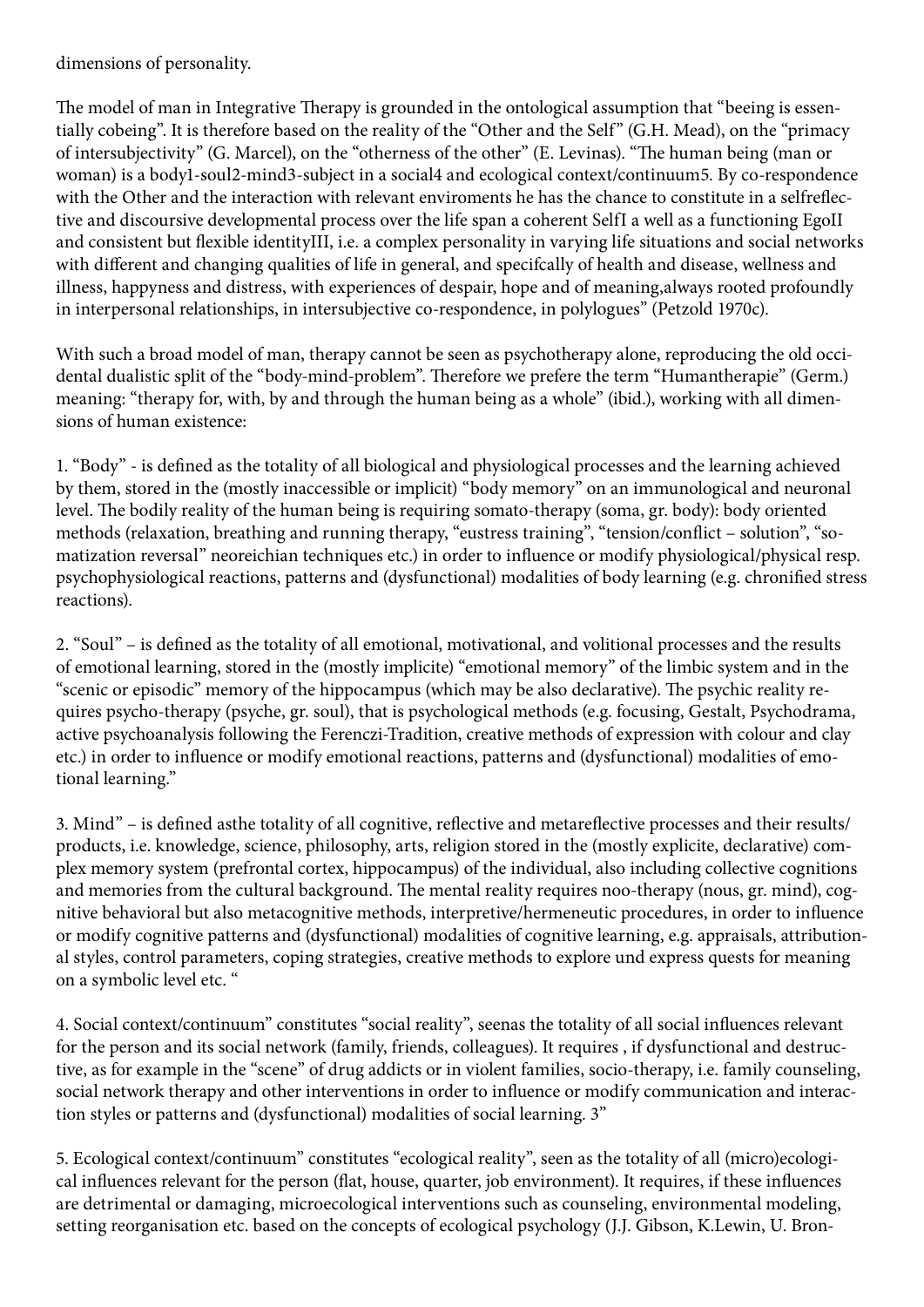dimensions of personality.

The model of man in Integrative Therapy is grounded in the ontological assumption that "beeing is essentially cobeing". It is therefore based on the reality of the "Other and the Self" (G.H. Mead), on the "primacy of intersubjectivity" (G. Marcel), on the "otherness of the other" (E. Levinas). "The human being (man or woman) is a body1-soul2-mind3-subject in a social4 and ecological context/continuum5. By co-respondence with the Other and the interaction with relevant enviroments he has the chance to constitute in a selfreflective and discoursive developmental process over the life span a coherent SelfI a well as a functioning EgoII and consistent but flexible identityIII, i.e. a complex personality in varying life situations and social networks with different and changing qualities of life in general, and specifcally of health and disease, wellness and illness, happyness and distress, with experiences of despair, hope and of meaning,always rooted profoundly in interpersonal relationships, in intersubjective co-respondence, in polylogues" (Petzold 1970c).

With such a broad model of man, therapy cannot be seen as psychotherapy alone, reproducing the old occidental dualistic split of the "body-mind-problem". Therefore we prefere the term "Humantherapie" (Germ.) meaning: "therapy for, with, by and through the human being as a whole" (ibid.), working with all dimensions of human existence:

1. "Body" - is defined as the totality of all biological and physiological processes and the learning achieved by them, stored in the (mostly inaccessible or implicit) "body memory" on an immunological and neuronal level. The bodily reality of the human being is requiring somato-therapy (soma, gr. body): body oriented methods (relaxation, breathing and running therapy, "eustress training", "tension/conflict – solution", "somatization reversal" neoreichian techniques etc.) in order to influence or modify physiological/physical resp. psychophysiological reactions, patterns and (dysfunctional) modalities of body learning (e.g. chronified stress reactions).

2. "Soul" – is defined as the totality of all emotional, motivational, and volitional processes and the results of emotional learning, stored in the (mostly implicite) "emotional memory" of the limbic system and in the "scenic or episodic" memory of the hippocampus (which may be also declarative). The psychic reality requires psycho-therapy (psyche, gr. soul), that is psychological methods (e.g. focusing, Gestalt, Psychodrama, active psychoanalysis following the Ferenczi-Tradition, creative methods of expression with colour and clay etc.) in order to influence or modify emotional reactions, patterns and (dysfunctional) modalities of emotional learning."

3. Mind" – is defined asthe totality of all cognitive, reflective and metareflective processes and their results/products, i.e. knowledge, science, philosophy, arts, religion stored in the (mostly explicite, declarative) complex memory system (prefrontal cortex, hippocampus) of the individual, also including collective cognitions and memories from the cultural background. The mental reality requires noo-therapy (nous, gr. mind), cognitive behavioral but also metacognitive methods, interpretive/hermeneutic procedures, in order to influence or modify cognitive patterns and (dysfunctional) modalities of cognitive learning, e.g. appraisals, attributional styles, control parameters, coping strategies, creative methods to explore und express quests for meaning on a symbolic level etc. "

4. Social context/continuum" constitutes "social reality", seenas the totality of all social influences relevant for the person and its social network (family, friends, colleagues). It requires , if dysfunctional and destructive, as for example in the "scene" of drug addicts or in violent families, socio-therapy, i.e. family counseling, social network therapy and other interventions in order to influence or modify communication and interaction styles or patterns and (dysfunctional) modalities of social learning. 3"

5. Ecological context/continuum" constitutes "ecological reality", seen as the totality of all (micro)ecological influences relevant for the person (flat, house, quarter, job environment). It requires, if these influences are detrimental or damaging, microecological interventions such as counseling, environmental modeling, setting reorganisation etc. based on the concepts of ecological psychology (J.J. Gibson, K.Lewin, U. Bron-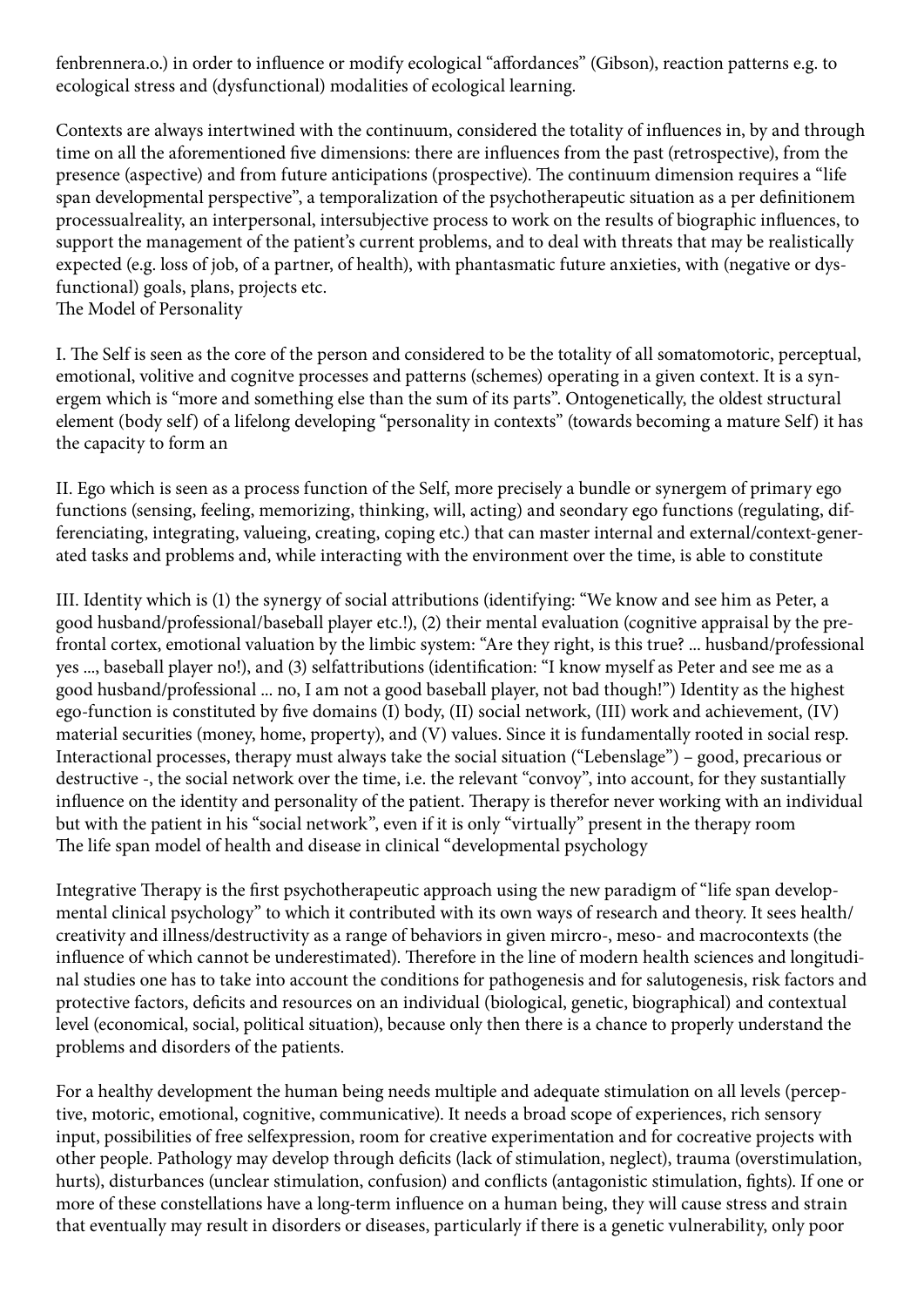fenbrennera.o.) in order to influence or modify ecological "affordances" (Gibson), reaction patterns e.g. to ecological stress and (dysfunctional) modalities of ecological learning.

Contexts are always intertwined with the continuum, considered the totality of influences in, by and through time on all the aforementioned five dimensions: there are influences from the past (retrospective), from the presence (aspective) and from future anticipations (prospective). The continuum dimension requires a "life span developmental perspective", a temporalization of the psychotherapeutic situation as a per definitionem processualreality, an interpersonal, intersubjective process to work on the results of biographic influences, to support the management of the patient's current problems, and to deal with threats that may be realistically expected (e.g. loss of job, of a partner, of health), with phantasmatic future anxieties, with (negative or dysfunctional) goals, plans, projects etc.

## The Model of Personality

I. The Self is seen as the core of the person and considered to be the totality of all somatomotoric, perceptual, emotional, volitive and cognitve processes and patterns (schemes) operating in a given context. It is a synergem which is "more and something else than the sum of its parts". Ontogenetically, the oldest structural element (body self) of a lifelong developing "personality in contexts" (towards becoming a mature Self) it has the capacity to form an

II. Ego which is seen as a process function of the Self, more precisely a bundle or synergem of primary ego functions (sensing, feeling, memorizing, thinking, will, acting) and seondary ego functions (regulating, differenciating, integrating, valueing, creating, coping etc.) that can master internal and external/context-generated tasks and problems and, while interacting with the environment over the time, is able to constitute

III. Identity which is (1) the synergy of social attributions (identifying: "We know and see him as Peter, a good husband/professional/baseball player etc.!), (2) their mental evaluation (cognitive appraisal by the prefrontal cortex, emotional valuation by the limbic system: "Are they right, is this true? ... husband/professional yes ..., baseball player no!), and (3) selfattributions (identification: "I know myself as Peter and see me as a good husband/professional ... no, I am not a good baseball player, not bad though!") Identity as the highest ego-function is constituted by five domains (I) body, (II) social network, (III) work and achievement, (IV) material securities (money, home, property), and (V) values. Since it is fundamentally rooted in social resp. Interactional processes, therapy must always take the social situation ("Lebenslage") – good, precarious or destructive -, the social network over the time, i.e. the relevant "convoy", into account, for they sustantially influence on the identity and personality of the patient. Therapy is therefor never working with an individual but with the patient in his "social network", even if it is only "virtually" present in the therapy room

## The life span model of health and disease in clinical "developmental psychology

Integrative Therapy is the first psychotherapeutic approach using the new paradigm of "life span developmental clinical psychology" to which it contributed with its own ways of research and theory. It sees health/creativity and illness/destructivity as a range of behaviors in given mircro-, meso- and macrocontexts (the influence of which cannot be underestimated). Therefore in the line of modern health sciences and longitudinal studies one has to take into account the conditions for pathogenesis and for salutogenesis, risk factors and protective factors, deficits and resources on an individual (biological, genetic, biographical) and contextual level (economical, social, political situation), because only then there is a chance to properly understand the problems and disorders of the patients.

For a healthy development the human being needs multiple and adequate stimulation on all levels (perceptive, motoric, emotional, cognitive, communicative). It needs a broad scope of experiences, rich sensory input, possibilities of free selfexpression, room for creative experimentation and for cocreative projects with other people. Pathology may develop through deficits (lack of stimulation, neglect), trauma (overstimulation, hurts), disturbances (unclear stimulation, confusion) and conflicts (antagonistic stimulation, fights). If one or more of these constellations have a long-term influence on a human being, they will cause stress and strain that eventually may result in disorders or diseases, particularly if there is a genetic vulnerability, only poor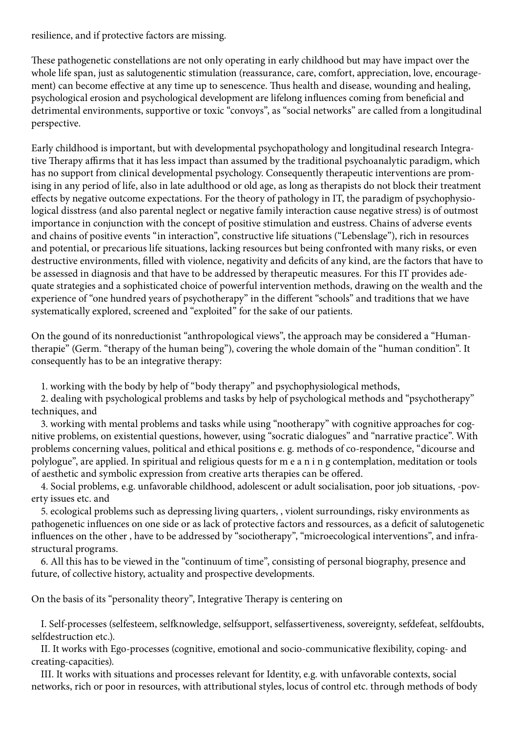resilience, and if protective factors are missing.

These pathogenetic constellations are not only operating in early childhood but may have impact over the whole life span, just as salutogenentic stimulation (reassurance, care, comfort, appreciation, love, encouragement) can become effective at any time up to senescence. Thus health and disease, wounding and healing, psychological erosion and psychological development are lifelong influences coming from beneficial and detrimental environments, supportive or toxic "convoys", as "social networks" are called from a longitudinal perspective.

Early childhood is important, but with developmental psychopathology and longitudinal research Integrative Therapy affirms that it has less impact than assumed by the traditional psychoanalytic paradigm, which has no support from clinical developmental psychology. Consequently therapeutic interventions are promising in any period of life, also in late adulthood or old age, as long as therapists do not block their treatment effects by negative outcome expectations. For the theory of pathology in IT, the paradigm of psychophysiological disstress (and also parental neglect or negative family interaction cause negative stress) is of outmost importance in conjunction with the concept of positive stimulation and eustress. Chains of adverse events and chains of positive events "in interaction", constructive life situations ("Lebenslage"), rich in resources and potential, or precarious life situations, lacking resources but being confronted with many risks, or even destructive environments, filled with violence, negativity and deficits of any kind, are the factors that have to be assessed in diagnosis and that have to be addressed by therapeutic measures. For this IT provides adequate strategies and a sophisticated choice of powerful intervention methods, drawing on the wealth and the experience of "one hundred years of psychotherapy" in the different "schools" and traditions that we have systematically explored, screened and "exploited" for the sake of our patients.

On the gound of its nonreductionist "anthropological views", the approach may be considered a "Humantherapie" (Germ. "therapy of the human being"), covering the whole domain of the "human condition". It consequently has to be an integrative therapy:

1. working with the body by help of "body therapy" and psychophysiological methods,
2. dealing with psychological problems and tasks by help of psychological methods and "psychotherapy" techniques, and
3. working with mental problems and tasks while using "nootherapy" with cognitive approaches for cognitive problems, on existential questions, however, using "socratic dialogues" and "narrative practice". With problems concerning values, political and ethical positions e. g. methods of co-respondence, "dicourse and polylogue", are applied. In spiritual and religious quests for m e a n i n g contemplation, meditation or tools of aesthetic and symbolic expression from creative arts therapies can be offered.
4. Social problems, e.g. unfavorable childhood, adolescent or adult socialisation, poor job situations, -poverty issues etc. and
5. ecological problems such as depressing living quarters, , violent surroundings, risky environments as pathogenetic influences on one side or as lack of protective factors and ressources, as a deficit of salutogenetic influences on the other , have to be addressed by "sociotherapy", "microecological interventions", and infrastructural programs.
6. All this has to be viewed in the "continuum of time", consisting of personal biography, presence and future, of collective history, actuality and prospective developments.

On the basis of its "personality theory", Integrative Therapy is centering on

I. Self-processes (selfesteem, selfknowledge, selfsupport, selfassertiveness, sovereignty, sefdefeat, selfdoubts, selfdestruction etc.).

II. It works with Ego-processes (cognitive, emotional and socio-communicative flexibility, coping- and creating-capacities).

III. It works with situations and processes relevant for Identity, e.g. with unfavorable contexts, social networks, rich or poor in resources, with attributional styles, locus of control etc. through methods of body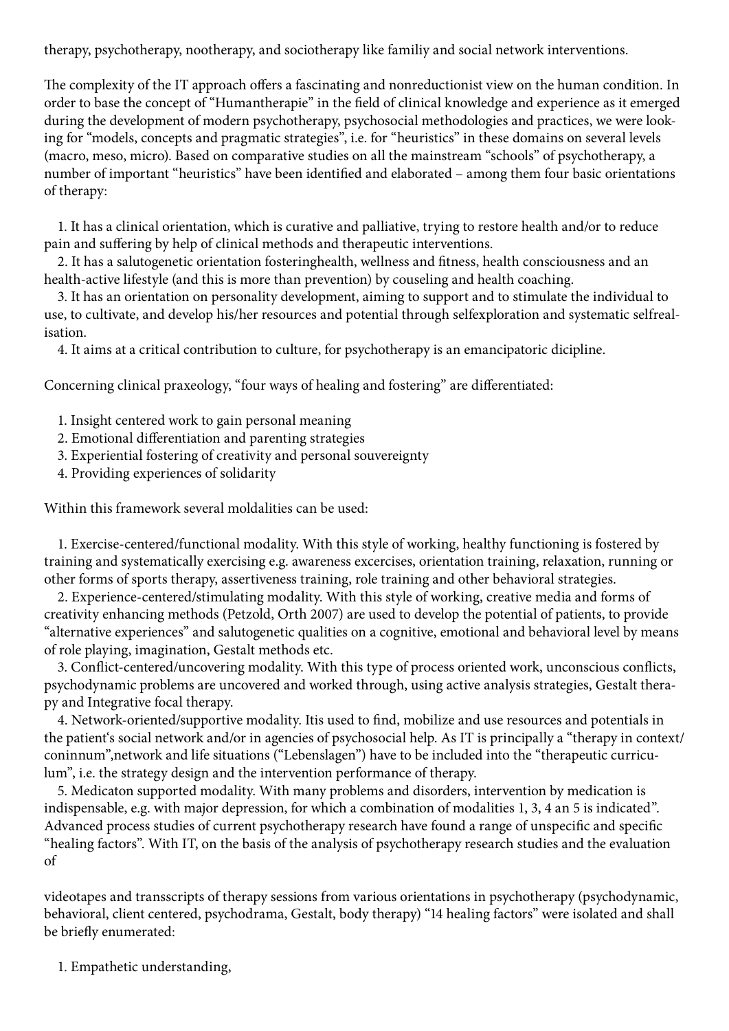therapy, psychotherapy, nootherapy, and sociotherapy like familiy and social network interventions.

The complexity of the IT approach offers a fascinating and nonreductionist view on the human condition. In order to base the concept of "Humantherapie" in the field of clinical knowledge and experience as it emerged during the development of modern psychotherapy, psychosocial methodologies and practices, we were looking for "models, concepts and pragmatic strategies", i.e. for "heuristics" in these domains on several levels (macro, meso, micro). Based on comparative studies on all the mainstream "schools" of psychotherapy, a number of important "heuristics" have been identified and elaborated – among them four basic orientations of therapy:

1. It has a clinical orientation, which is curative and palliative, trying to restore health and/or to reduce pain and suffering by help of clinical methods and therapeutic interventions.
2. It has a salutogenetic orientation fosteringhealth, wellness and fitness, health consciousness and an health-active lifestyle (and this is more than prevention) by couseling and health coaching.
3. It has an orientation on personality development, aiming to support and to stimulate the individual to use, to cultivate, and develop his/her resources and potential through selfexploration and systematic selfrealisation.
4. It aims at a critical contribution to culture, for psychotherapy is an emancipatoric dicipline.

Concerning clinical praxeology, "four ways of healing and fostering" are differentiated:

1. Insight centered work to gain personal meaning
2. Emotional differentiation and parenting strategies
3. Experiential fostering of creativity and personal souvereignty
4. Providing experiences of solidarity

Within this framework several moldalities can be used:

1. Exercise-centered/functional modality. With this style of working, healthy functioning is fostered by training and systematically exercising e.g. awareness excercises, orientation training, relaxation, running or other forms of sports therapy, assertiveness training, role training and other behavioral strategies.
2. Experience-centered/stimulating modality. With this style of working, creative media and forms of creativity enhancing methods (Petzold, Orth 2007) are used to develop the potential of patients, to provide "alternative experiences" and salutogenetic qualities on a cognitive, emotional and behavioral level by means of role playing, imagination, Gestalt methods etc.
3. Conflict-centered/uncovering modality. With this type of process oriented work, unconscious conflicts, psychodynamic problems are uncovered and worked through, using active analysis strategies, Gestalt therapy and Integrative focal therapy.
4. Network-oriented/supportive modality. Itis used to find, mobilize and use resources and potentials in the patient's social network and/or in agencies of psychosocial help. As IT is principally a "therapy in context/coninnum",network and life situations ("Lebenslagen") have to be included into the "therapeutic curriculum", i.e. the strategy design and the intervention performance of therapy.
5. Medicaton supported modality. With many problems and disorders, intervention by medication is indispensable, e.g. with major depression, for which a combination of modalities 1, 3, 4 an 5 is indicated". Advanced process studies of current psychotherapy research have found a range of unspecific and specific "healing factors". With IT, on the basis of the analysis of psychotherapy research studies and the evaluation of

videotapes and transscripts of therapy sessions from various orientations in psychotherapy (psychodynamic, behavioral, client centered, psychodrama, Gestalt, body therapy) "14 healing factors" were isolated and shall be briefly enumerated:

1. Empathetic understanding,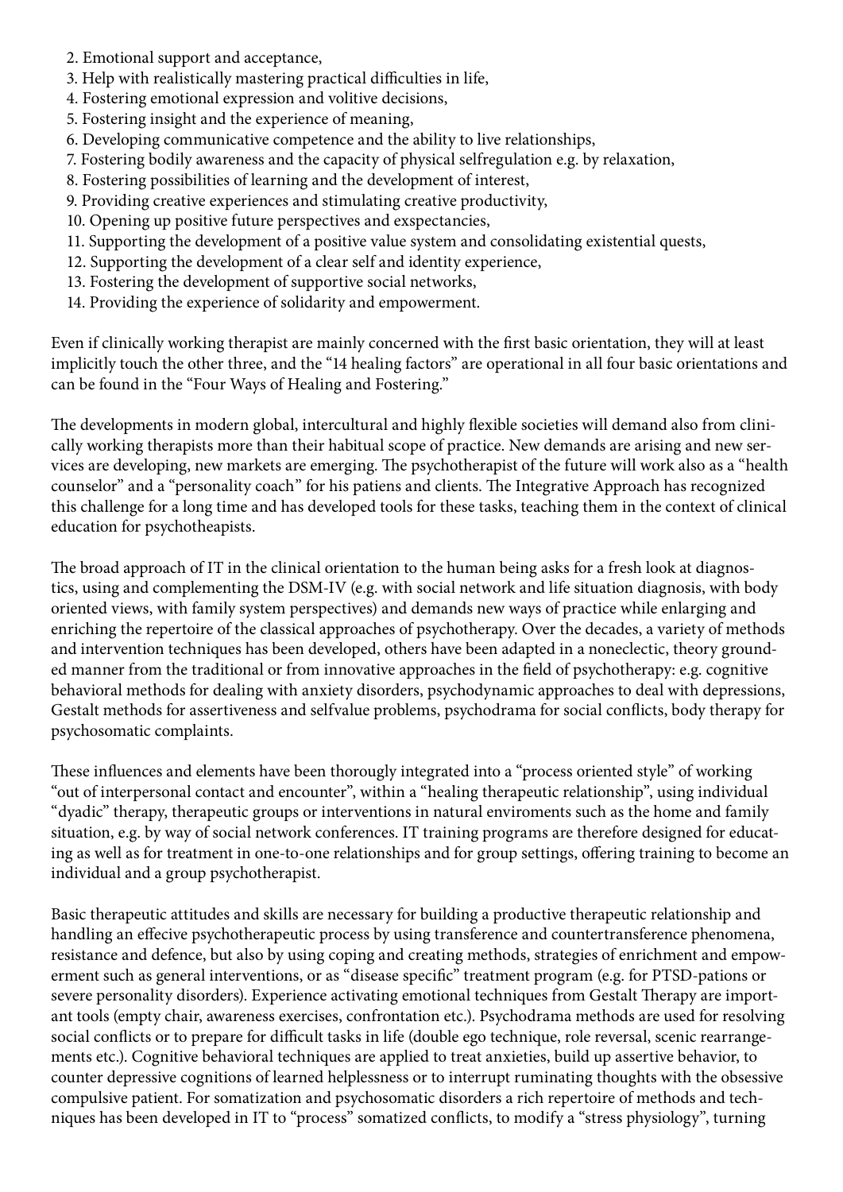2. Emotional support and acceptance,
3. Help with realistically mastering practical difficulties in life,
4. Fostering emotional expression and volitive decisions,
5. Fostering insight and the experience of meaning,
6. Developing communicative competence and the ability to live relationships,
7. Fostering bodily awareness and the capacity of physical selfregulation e.g. by relaxation,
8. Fostering possibilities of learning and the development of interest,
9. Providing creative experiences and stimulating creative productivity,
10. Opening up positive future perspectives and exspectancies,
11. Supporting the development of a positive value system and consolidating existential quests,
12. Supporting the development of a clear self and identity experience,
13. Fostering the development of supportive social networks,
14. Providing the experience of solidarity and empowerment.

Even if clinically working therapist are mainly concerned with the first basic orientation, they will at least implicitly touch the other three, and the "14 healing factors" are operational in all four basic orientations and can be found in the "Four Ways of Healing and Fostering."

The developments in modern global, intercultural and highly flexible societies will demand also from clinically working therapists more than their habitual scope of practice. New demands are arising and new services are developing, new markets are emerging. The psychotherapist of the future will work also as a "health counselor" and a "personality coach" for his patiens and clients. The Integrative Approach has recognized this challenge for a long time and has developed tools for these tasks, teaching them in the context of clinical education for psychotheapists.

The broad approach of IT in the clinical orientation to the human being asks for a fresh look at diagnostics, using and complementing the DSM-IV (e.g. with social network and life situation diagnosis, with body oriented views, with family system perspectives) and demands new ways of practice while enlarging and enriching the repertoire of the classical approaches of psychotherapy. Over the decades, a variety of methods and intervention techniques has been developed, others have been adapted in a noneclectic, theory grounded manner from the traditional or from innovative approaches in the field of psychotherapy: e.g. cognitive behavioral methods for dealing with anxiety disorders, psychodynamic approaches to deal with depressions, Gestalt methods for assertiveness and selfvalue problems, psychodrama for social conflicts, body therapy for psychosomatic complaints.

These influences and elements have been thorougly integrated into a "process oriented style" of working "out of interpersonal contact and encounter", within a "healing therapeutic relationship", using individual "dyadic" therapy, therapeutic groups or interventions in natural enviroments such as the home and family situation, e.g. by way of social network conferences. IT training programs are therefore designed for educating as well as for treatment in one-to-one relationships and for group settings, offering training to become an individual and a group psychotherapist.

Basic therapeutic attitudes and skills are necessary for building a productive therapeutic relationship and handling an effecive psychotherapeutic process by using transference and countertransference phenomena, resistance and defence, but also by using coping and creating methods, strategies of enrichment and empowerment such as general interventions, or as "disease specific" treatment program (e.g. for PTSD-pations or severe personality disorders). Experience activating emotional techniques from Gestalt Therapy are important tools (empty chair, awareness exercises, confrontation etc.). Psychodrama methods are used for resolving social conflicts or to prepare for difficult tasks in life (double ego technique, role reversal, scenic rearrangements etc.). Cognitive behavioral techniques are applied to treat anxieties, build up assertive behavior, to counter depressive cognitions of learned helplessness or to interrupt ruminating thoughts with the obsessive compulsive patient. For somatization and psychosomatic disorders a rich repertoire of methods and techniques has been developed in IT to "process" somatized conflicts, to modify a "stress physiology", turning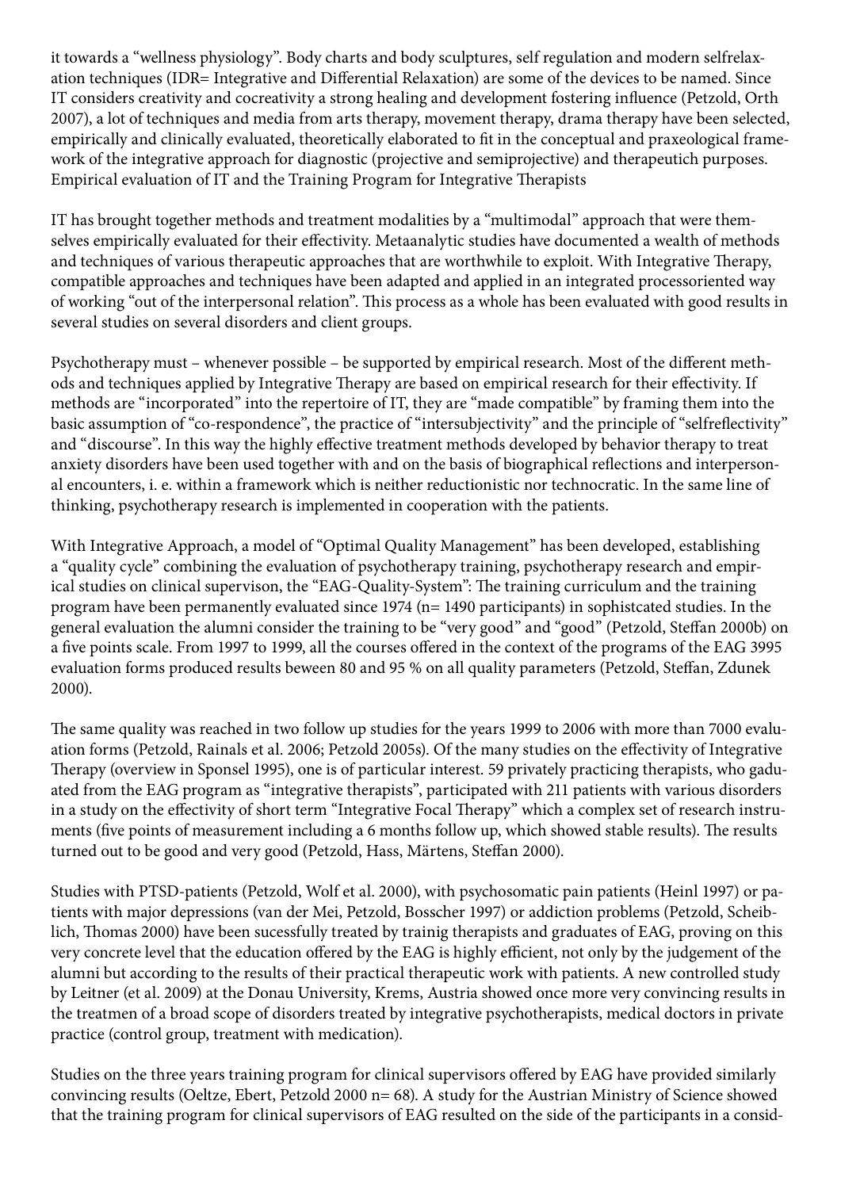it towards a "wellness physiology". Body charts and body sculptures, self regulation and modern selfrelaxation techniques (IDR= Integrative and Differential Relaxation) are some of the devices to be named. Since IT considers creativity and cocreativity a strong healing and development fostering influence (Petzold, Orth 2007), a lot of techniques and media from arts therapy, movement therapy, drama therapy have been selected, empirically and clinically evaluated, theoretically elaborated to fit in the conceptual and praxeological framework of the integrative approach for diagnostic (projective and semiprojective) and therapeutich purposes.

## Empirical evaluation of IT and the Training Program for Integrative Therapists

IT has brought together methods and treatment modalities by a "multimodal" approach that were themselves empirically evaluated for their effectivity. Metaanalytic studies have documented a wealth of methods and techniques of various therapeutic approaches that are worthwhile to exploit. With Integrative Therapy, compatible approaches and techniques have been adapted and applied in an integrated processoriented way of working "out of the interpersonal relation". This process as a whole has been evaluated with good results in several studies on several disorders and client groups.

Psychotherapy must – whenever possible – be supported by empirical research. Most of the different methods and techniques applied by Integrative Therapy are based on empirical research for their effectivity. If methods are "incorporated" into the repertoire of IT, they are "made compatible" by framing them into the basic assumption of "co-respondence", the practice of "intersubjectivity" and the principle of "selfreflectivity" and "discourse". In this way the highly effective treatment methods developed by behavior therapy to treat anxiety disorders have been used together with and on the basis of biographical reflections and interpersonal encounters, i. e. within a framework which is neither reductionistic nor technocratic. In the same line of thinking, psychotherapy research is implemented in cooperation with the patients.

With Integrative Approach, a model of "Optimal Quality Management" has been developed, establishing a "quality cycle" combining the evaluation of psychotherapy training, psychotherapy research and empirical studies on clinical supervison, the "EAG-Quality-System": The training curriculum and the training program have been permanently evaluated since 1974 (n= 1490 participants) in sophistcated studies. In the general evaluation the alumni consider the training to be "very good" and "good" (Petzold, Steffan 2000b) on a five points scale. From 1997 to 1999, all the courses offered in the context of the programs of the EAG 3995 evaluation forms produced results beween 80 and 95 % on all quality parameters (Petzold, Steffan, Zdunek 2000).

The same quality was reached in two follow up studies for the years 1999 to 2006 with more than 7000 evaluation forms (Petzold, Rainals et al. 2006; Petzold 2005s). Of the many studies on the effectivity of Integrative Therapy (overview in Sponsel 1995), one is of particular interest. 59 privately practicing therapists, who gaduated from the EAG program as "integrative therapists", participated with 211 patients with various disorders in a study on the effectivity of short term "Integrative Focal Therapy" which a complex set of research instruments (five points of measurement including a 6 months follow up, which showed stable results). The results turned out to be good and very good (Petzold, Hass, Märtens, Steffan 2000).

Studies with PTSD-patients (Petzold, Wolf et al. 2000), with psychosomatic pain patients (Heinl 1997) or patients with major depressions (van der Mei, Petzold, Bosscher 1997) or addiction problems (Petzold, Scheiblich, Thomas 2000) have been sucessfully treated by trainig therapists and graduates of EAG, proving on this very concrete level that the education offered by the EAG is highly efficient, not only by the judgement of the alumni but according to the results of their practical therapeutic work with patients. A new controlled study by Leitner (et al. 2009) at the Donau University, Krems, Austria showed once more very convincing results in the treatmen of a broad scope of disorders treated by integrative psychotherapists, medical doctors in private practice (control group, treatment with medication).

Studies on the three years training program for clinical supervisors offered by EAG have provided similarly convincing results (Oeltze, Ebert, Petzold 2000 n= 68). A study for the Austrian Ministry of Science showed that the training program for clinical supervisors of EAG resulted on the side of the participants in a consid-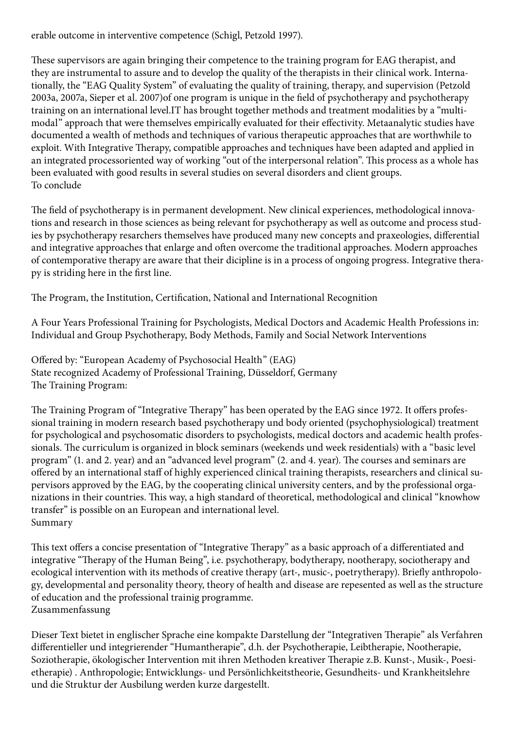erable outcome in interventive competence (Schigl, Petzold 1997).

These supervisors are again bringing their competence to the training program for EAG therapist, and they are instrumental to assure and to develop the quality of the therapists in their clinical work. Internationally, the "EAG Quality System" of evaluating the quality of training, therapy, and supervision (Petzold 2003a, 2007a, Sieper et al. 2007)of one program is unique in the field of psychotherapy and psychotherapy training on an international level.IT has brought together methods and treatment modalities by a "multimodal" approach that were themselves empirically evaluated for their effectivity. Metaanalytic studies have documented a wealth of methods and techniques of various therapeutic approaches that are worthwhile to exploit. With Integrative Therapy, compatible approaches and techniques have been adapted and applied in an integrated processoriented way of working "out of the interpersonal relation". This process as a whole has been evaluated with good results in several studies on several disorders and client groups.

## To conclude

The field of psychotherapy is in permanent development. New clinical experiences, methodological innovations and research in those sciences as being relevant for psychotherapy as well as outcome and process studies by psychotherapy resarchers themselves have produced many new concepts and praxeologies, differential and integrative approaches that enlarge and often overcome the traditional approaches. Modern approaches of contemporative therapy are aware that their dicipline is in a process of ongoing progress. Integrative therapy is striding here in the first line.

## The Program, the Institution, Certification, National and International Recognition

A Four Years Professional Training for Psychologists, Medical Doctors and Academic Health Professions in: Individual and Group Psychotherapy, Body Methods, Family and Social Network Interventions

Offered by: "European Academy of Psychosocial Health" (EAG)
State recognized Academy of Professional Training, Düsseldorf, Germany

### The Training Program:

The Training Program of "Integrative Therapy" has been operated by the EAG since 1972. It offers professional training in modern research based psychotherapy und body oriented (psychophysiological) treatment for psychological and psychosomatic disorders to psychologists, medical doctors and academic health professionals. The curriculum is organized in block seminars (weekends und week residentials) with a "basic level program" (1. and 2. year) and an "advanced level program" (2. and 4. year). The courses and seminars are offered by an international staff of highly experienced clinical training therapists, researchers and clinical supervisors approved by the EAG, by the cooperating clinical university centers, and by the professional organizations in their countries. This way, a high standard of theoretical, methodological and clinical "knowhow transfer" is possible on an European and international level.

## Summary

This text offers a concise presentation of "Integrative Therapy" as a basic approach of a differentiated and integrative "Therapy of the Human Being", i.e. psychotherapy, bodytherapy, nootherapy, sociotherapy and ecological intervention with its methods of creative therapy (art-, music-, poetrytherapy). Briefly anthropology, developmental and personality theory, theory of health and disease are repesented as well as the structure of education and the professional trainig programme.

## Zusammenfassung

Dieser Text bietet in englischer Sprache eine kompakte Darstellung der "Integrativen Therapie" als Verfahren differentieller und integrierender "Humantherapie", d.h. der Psychotherapie, Leibtherapie, Nootherapie, Soziotherapie, ökologischer Intervention mit ihren Methoden kreativer Therapie z.B. Kunst-, Musik-, Poesietherapie) . Anthropologie; Entwicklungs- und Persönlichkeitstheorie, Gesundheits- und Krankheitslehre und die Struktur der Ausbilung werden kurze dargestellt.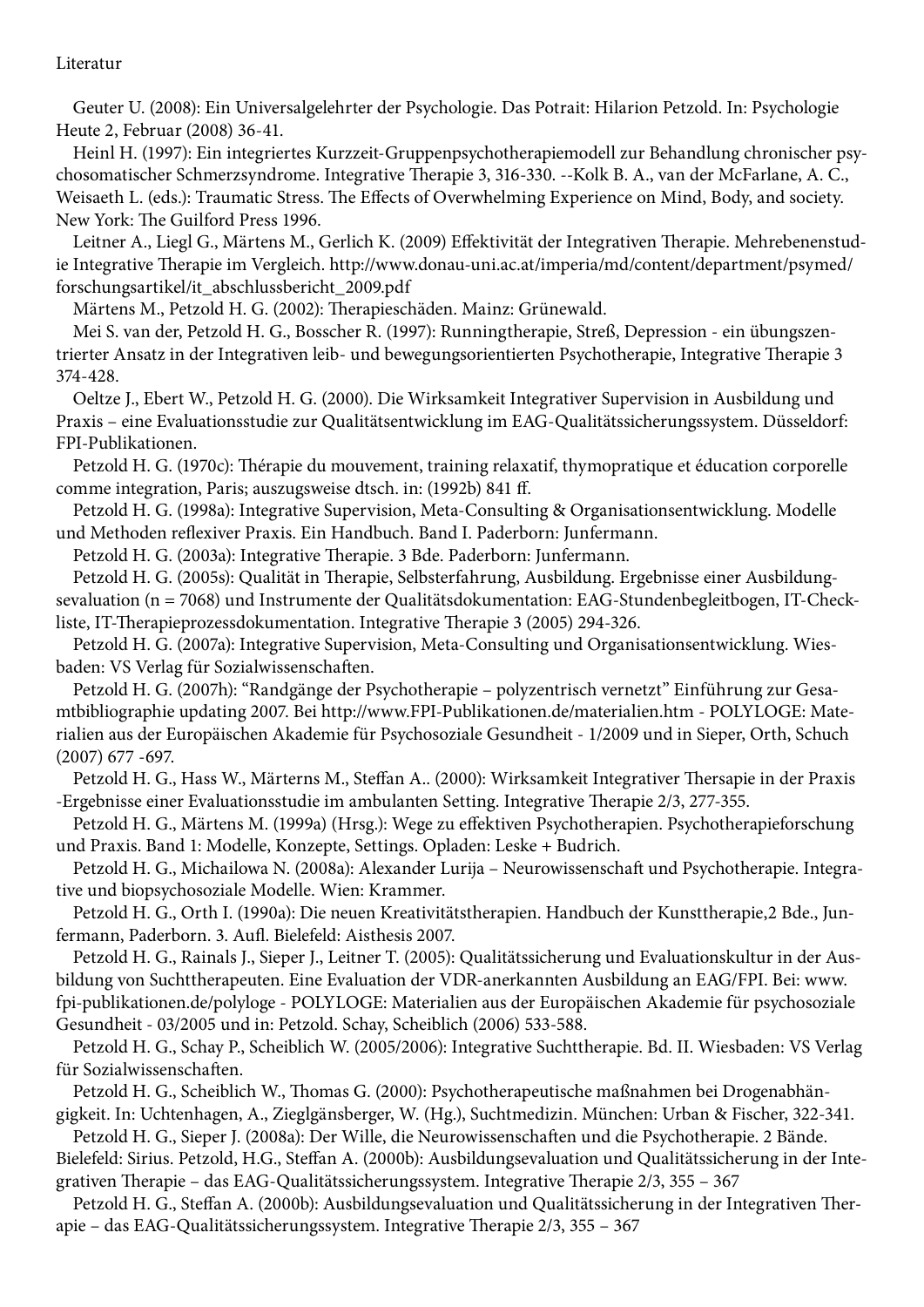Literatur

Geuter U. (2008): Ein Universalgelehrter der Psychologie. Das Potrait: Hilarion Petzold. In: Psychologie Heute 2, Februar (2008) 36-41.

Heinl H. (1997): Ein integriertes Kurzzeit-Gruppenpsychotherapiemodell zur Behandlung chronischer psychosomatischer Schmerzsyndrome. Integrative Therapie 3, 316-330. --Kolk B. A., van der McFarlane, A. C., Weisaeth L. (eds.): Traumatic Stress. The Effects of Overwhelming Experience on Mind, Body, and society. New York: The Guilford Press 1996.

Leitner A., Liegl G., Märtens M., Gerlich K. (2009) Effektivität der Integrativen Therapie. Mehrebenenstudie Integrative Therapie im Vergleich. http://www.donau-uni.ac.at/imperia/md/content/department/psymed/forschungsartikel/it_abschlussbericht_2009.pdf

Märtens M., Petzold H. G. (2002): Therapieschäden. Mainz: Grünewald.

Mei S. van der, Petzold H. G., Bosscher R. (1997): Runningtherapie, Streß, Depression - ein übungszentrierter Ansatz in der Integrativen leib- und bewegungsorientierten Psychotherapie, Integrative Therapie 3 374-428.

Oeltze J., Ebert W., Petzold H. G. (2000). Die Wirksamkeit Integrativer Supervision in Ausbildung und Praxis – eine Evaluationsstudie zur Qualitätsentwicklung im EAG-Qualitätssicherungssystem. Düsseldorf: FPI-Publikationen.

Petzold H. G. (1970c): Thérapie du mouvement, training relaxatif, thymopratique et éducation corporelle comme integration, Paris; auszugsweise dtsch. in: (1992b) 841 ff.

Petzold H. G. (1998a): Integrative Supervision, Meta-Consulting & Organisationsentwicklung. Modelle und Methoden reflexiver Praxis. Ein Handbuch. Band I. Paderborn: Junfermann.

Petzold H. G. (2003a): Integrative Therapie. 3 Bde. Paderborn: Junfermann.

Petzold H. G. (2005s): Qualität in Therapie, Selbsterfahrung, Ausbildung. Ergebnisse einer Ausbildungsevaluation (n = 7068) und Instrumente der Qualitätsdokumentation: EAG-Stundenbegleitbogen, IT-Checkliste, IT-Therapieprozessdokumentation. Integrative Therapie 3 (2005) 294-326.

Petzold H. G. (2007a): Integrative Supervision, Meta-Consulting und Organisationsentwicklung. Wiesbaden: VS Verlag für Sozialwissenschaften.

Petzold H. G. (2007h): "Randgänge der Psychotherapie – polyzentrisch vernetzt" Einführung zur Gesamtbibliographie updating 2007. Bei http://www.FPI-Publikationen.de/materialien.htm - POLYLOGE: Materialien aus der Europäischen Akademie für Psychosoziale Gesundheit - 1/2009 und in Sieper, Orth, Schuch (2007) 677 -697.

Petzold H. G., Hass W., Märterns M., Steffan A.. (2000): Wirksamkeit Integrativer Thersapie in der Praxis -Ergebnisse einer Evaluationsstudie im ambulanten Setting. Integrative Therapie 2/3, 277-355.

Petzold H. G., Märtens M. (1999a) (Hrsg.): Wege zu effektiven Psychotherapien. Psychotherapieforschung und Praxis. Band 1: Modelle, Konzepte, Settings. Opladen: Leske + Budrich.

Petzold H. G., Michailowa N. (2008a): Alexander Lurija – Neurowissenschaft und Psychotherapie. Integrative und biopsychosoziale Modelle. Wien: Krammer.

Petzold H. G., Orth I. (1990a): Die neuen Kreativitätstherapien. Handbuch der Kunsttherapie,2 Bde., Junfermann, Paderborn. 3. Aufl. Bielefeld: Aisthesis 2007.

Petzold H. G., Rainals J., Sieper J., Leitner T. (2005): Qualitätssicherung und Evaluationskultur in der Ausbildung von Suchttherapeuten. Eine Evaluation der VDR-anerkannten Ausbildung an EAG/FPI. Bei: www.fpi-publikationen.de/polyloge - POLYLOGE: Materialien aus der Europäischen Akademie für psychosoziale Gesundheit - 03/2005 und in: Petzold. Schay, Scheiblich (2006) 533-588.

Petzold H. G., Schay P., Scheiblich W. (2005/2006): Integrative Suchttherapie. Bd. II. Wiesbaden: VS Verlag für Sozialwissenschaften.

Petzold H. G., Scheiblich W., Thomas G. (2000): Psychotherapeutische maßnahmen bei Drogenabhängigkeit. In: Uchtenhagen, A., Zieglgänsberger, W. (Hg.), Suchtmedizin. München: Urban & Fischer, 322-341.

Petzold H. G., Sieper J. (2008a): Der Wille, die Neurowissenschaften und die Psychotherapie. 2 Bände. Bielefeld: Sirius. Petzold, H.G., Steffan A. (2000b): Ausbildungsevaluation und Qualitätssicherung in der Integrativen Therapie – das EAG-Qualitätssicherungssystem. Integrative Therapie 2/3, 355 – 367

Petzold H. G., Steffan A. (2000b): Ausbildungsevaluation und Qualitätssicherung in der Integrativen Therapie – das EAG-Qualitätssicherungssystem. Integrative Therapie 2/3, 355 – 367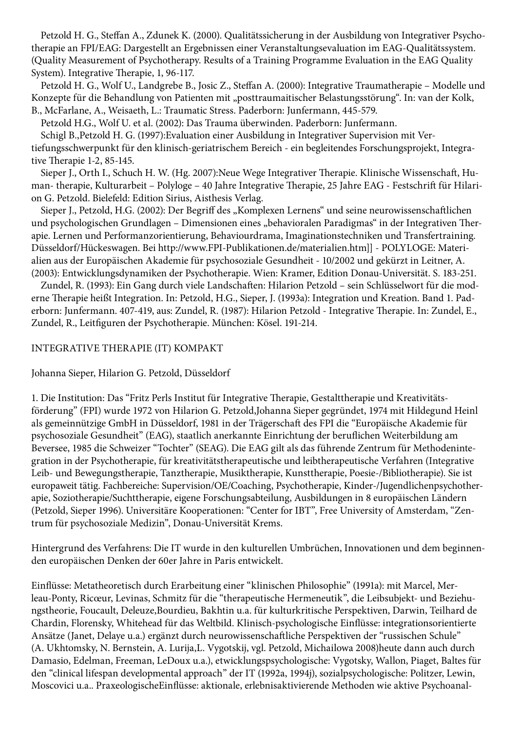Petzold H. G., Steffan A., Zdunek K. (2000). Qualitätssicherung in der Ausbildung von Integrativer Psychotherapie an FPI/EAG: Dargestellt an Ergebnissen einer Veranstaltungsevaluation im EAG-Qualitätssystem. (Quality Measurement of Psychotherapy. Results of a Training Programme Evaluation in the EAG Quality System). Integrative Therapie, 1, 96-117.

Petzold H. G., Wolf U., Landgrebe B., Josic Z., Steffan A. (2000): Integrative Traumatherapie – Modelle und Konzepte für die Behandlung von Patienten mit „posttraumaitischer Belastungsstörung". In: van der Kolk, B., McFarlane, A., Weisaeth, L.: Traumatic Stress. Paderborn: Junfermann, 445-579.

Petzold H.G., Wolf U. et al. (2002): Das Trauma überwinden. Paderborn: Junfermann.

Schigl B.,Petzold H. G. (1997):Evaluation einer Ausbildung in Integrativer Supervision mit Vertiefungsschwerpunkt für den klinisch-geriatrischem Bereich - ein begleitendes Forschungsprojekt, Integrative Therapie 1-2, 85-145.

Sieper J., Orth I., Schuch H. W. (Hg. 2007):Neue Wege Integrativer Therapie. Klinische Wissenschaft, Human- therapie, Kulturarbeit – Polyloge – 40 Jahre Integrative Therapie, 25 Jahre EAG - Festschrift für Hilarion G. Petzold. Bielefeld: Edition Sirius, Aisthesis Verlag.

Sieper J., Petzold, H.G. (2002): Der Begriff des „Komplexen Lernens" und seine neurowissenschaftlichen und psychologischen Grundlagen – Dimensionen eines „behavioralen Paradigmas" in der Integrativen Therapie. Lernen und Performanzorientierung, Behaviourdrama, Imaginationstechniken und Transfertraining. Düsseldorf/Hückeswagen. Bei http://www.FPI-Publikationen.de/materialien.htm]] - POLYLOGE: Materialien aus der Europäischen Akademie für psychosoziale Gesundheit - 10/2002 und gekürzt in Leitner, A. (2003): Entwicklungsdynamiken der Psychotherapie. Wien: Kramer, Edition Donau-Universität. S. 183-251.

Zundel, R. (1993): Ein Gang durch viele Landschaften: Hilarion Petzold – sein Schlüsselwort für die moderne Therapie heißt Integration. In: Petzold, H.G., Sieper, J. (1993a): Integration und Kreation. Band 1. Paderborn: Junfermann. 407-419, aus: Zundel, R. (1987): Hilarion Petzold - Integrative Therapie. In: Zundel, E., Zundel, R., Leitfiguren der Psychotherapie. München: Kösel. 191-214.

## INTEGRATIVE THERAPIE (IT) KOMPAKT

Johanna Sieper, Hilarion G. Petzold, Düsseldorf

1. Die Institution: Das "Fritz Perls Institut für Integrative Therapie, Gestalttherapie und Kreativitätsförderung" (FPI) wurde 1972 von Hilarion G. Petzold,Johanna Sieper gegründet, 1974 mit Hildegund Heinl als gemeinnützige GmbH in Düsseldorf, 1981 in der Trägerschaft des FPI die "Europäische Akademie für psychosoziale Gesundheit" (EAG), staatlich anerkannte Einrichtung der beruflichen Weiterbildung am Beversee, 1985 die Schweizer "Tochter" (SEAG). Die EAG gilt als das führende Zentrum für Methodenintegration in der Psychotherapie, für kreativitätstherapeutische und leibtherapeutische Verfahren (Integrative Leib- und Bewegungstherapie, Tanztherapie, Musiktherapie, Kunsttherapie, Poesie-/Bibliotherapie). Sie ist europaweit tätig. Fachbereiche: Supervision/OE/Coaching, Psychotherapie, Kinder-/Jugendlichenpsychotherapie, Soziotherapie/Suchttherapie, eigene Forschungsabteilung, Ausbildungen in 8 europäischen Ländern (Petzold, Sieper 1996). Universitäre Kooperationen: "Center for IBT", Free University of Amsterdam, "Zentrum für psychosoziale Medizin", Donau-Universität Krems.

Hintergrund des Verfahrens: Die IT wurde in den kulturellen Umbrüchen, Innovationen und dem beginnenden europäischen Denken der 60er Jahre in Paris entwickelt.

Einflüsse: Metatheoretisch durch Erarbeitung einer "klinischen Philosophie" (1991a): mit Marcel, Merleau-Ponty, Ricœur, Levinas, Schmitz für die "therapeutische Hermeneutik", die Leibsubjekt- und Beziehungstheorie, Foucault, Deleuze,Bourdieu, Bakhtin u.a. für kulturkritische Perspektiven, Darwin, Teilhard de Chardin, Florensky, Whitehead für das Weltbild. Klinisch-psychologische Einflüsse: integrationsorientierte Ansätze (Janet, Delaye u.a.) ergänzt durch neurowissenschaftliche Perspektiven der "russischen Schule" (A. Ukhtomsky, N. Bernstein, A. Lurija,L. Vygotskij, vgl. Petzold, Michailowa 2008)heute dann auch durch Damasio, Edelman, Freeman, LeDoux u.a.), etwicklungspsychologische: Vygotsky, Wallon, Piaget, Baltes für den "clinical lifespan developmental approach" der IT (1992a, 1994j), sozialpsychologische: Politzer, Lewin, Moscovici u.a.. PraxeologischeEinflüsse: aktionale, erlebnisaktivierende Methoden wie aktive Psychoanal-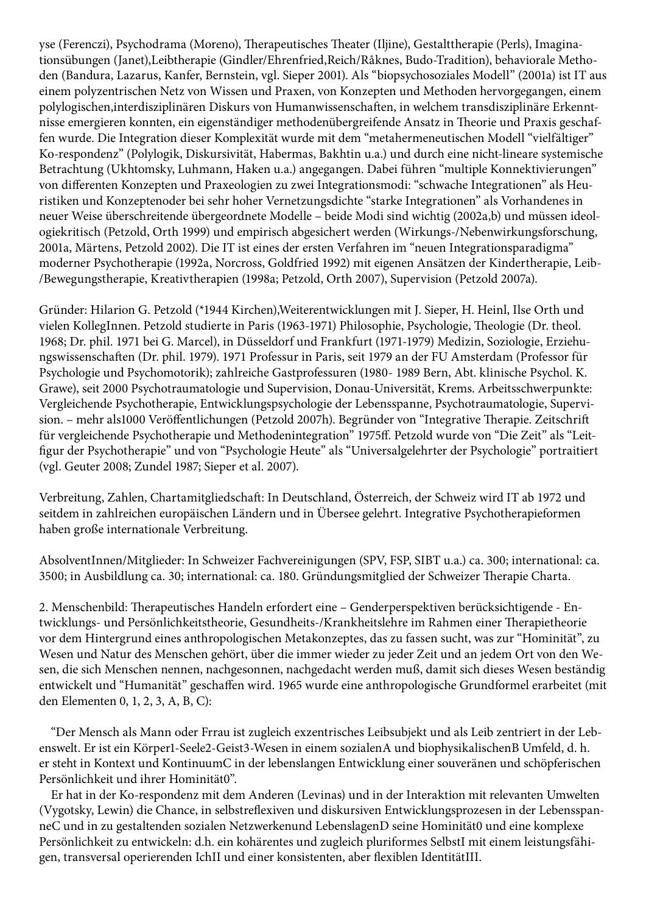yse (Ferenczi), Psychodrama (Moreno), Therapeutisches Theater (Iljine), Gestalttherapie (Perls), Imaginationsübungen (Janet),Leibtherapie (Gindler/Ehrenfried,Reich/Råknes, Budo-Tradition), behaviorale Methoden (Bandura, Lazarus, Kanfer, Bernstein, vgl. Sieper 2001). Als "biopsychosoziales Modell" (2001a) ist IT aus einem polyzentrischen Netz von Wissen und Praxen, von Konzepten und Methoden hervorgegangen, einem polylogischen,interdisziplinären Diskurs von Humanwissenschaften, in welchem transdisziplinäre Erkenntnisse emergieren konnten, ein eigenständiger methodenübergreifende Ansatz in Theorie und Praxis geschaffen wurde. Die Integration dieser Komplexität wurde mit dem "metahermeneutischen Modell "vielfältiger" Ko-respondenz" (Polylogik, Diskursivität, Habermas, Bakhtin u.a.) und durch eine nicht-lineare systemische Betrachtung (Ukhtomsky, Luhmann, Haken u.a.) angegangen. Dabei führen "multiple Konnektivierungen" von differenten Konzepten und Praxeologien zu zwei Integrationsmodi: "schwache Integrationen" als Heuristiken und Konzeptenoder bei sehr hoher Vernetzungsdichte "starke Integrationen" als Vorhandenes in neuer Weise überschreitende übergeordnete Modelle – beide Modi sind wichtig (2002a,b) und müssen ideologiekritisch (Petzold, Orth 1999) und empirisch abgesichert werden (Wirkungs-/Nebenwirkungsforschung, 2001a, Märtens, Petzold 2002). Die IT ist eines der ersten Verfahren im "neuen Integrationsparadigma" moderner Psychotherapie (1992a, Norcross, Goldfried 1992) mit eigenen Ansätzen der Kindertherapie, Leib-/Bewegungstherapie, Kreativtherapien (1998a; Petzold, Orth 2007), Supervision (Petzold 2007a).

Gründer: Hilarion G. Petzold (*1944 Kirchen),Weiterentwicklungen mit J. Sieper, H. Heinl, Ilse Orth und vielen KollegInnen. Petzold studierte in Paris (1963-1971) Philosophie, Psychologie, Theologie (Dr. theol. 1968; Dr. phil. 1971 bei G. Marcel), in Düsseldorf und Frankfurt (1971-1979) Medizin, Soziologie, Erziehungswissenschaften (Dr. phil. 1979). 1971 Professur in Paris, seit 1979 an der FU Amsterdam (Professor für Psychologie und Psychomotorik); zahlreiche Gastprofessuren (1980- 1989 Bern, Abt. klinische Psychol. K. Grawe), seit 2000 Psychotraumatologie und Supervision, Donau-Universität, Krems. Arbeitsschwerpunkte: Vergleichende Psychotherapie, Entwicklungspsychologie der Lebensspanne, Psychotraumatologie, Supervision. – mehr als1000 Veröffentlichungen (Petzold 2007h). Begründer von "Integrative Therapie. Zeitschrift für vergleichende Psychotherapie und Methodenintegration" 1975ff. Petzold wurde von "Die Zeit" als "Leitfigur der Psychotherapie" und von "Psychologie Heute" als "Universalgelehrter der Psychologie" portraitiert (vgl. Geuter 2008; Zundel 1987; Sieper et al. 2007).

Verbreitung, Zahlen, Chartamitgliedschaft: In Deutschland, Österreich, der Schweiz wird IT ab 1972 und seitdem in zahlreichen europäischen Ländern und in Übersee gelehrt. Integrative Psychotherapieformen haben große internationale Verbreitung.

AbsolventInnen/Mitglieder: In Schweizer Fachvereinigungen (SPV, FSP, SIBT u.a.) ca. 300; international: ca. 3500; in Ausbildlung ca. 30; international: ca. 180. Gründungsmitglied der Schweizer Therapie Charta.

2. Menschenbild: Therapeutisches Handeln erfordert eine – Genderperspektiven berücksichtigende - Entwicklungs- und Persönlichkeitstheorie, Gesundheits-/Krankheitslehre im Rahmen einer Therapietheorie vor dem Hintergrund eines anthropologischen Metakonzeptes, das zu fassen sucht, was zur "Hominität", zu Wesen und Natur des Menschen gehört, über die immer wieder zu jeder Zeit und an jedem Ort von den Wesen, die sich Menschen nennen, nachgesonnen, nachgedacht werden muß, damit sich dieses Wesen beständig entwickelt und "Humanität" geschaffen wird. 1965 wurde eine anthropologische Grundformel erarbeitet (mit den Elementen 0, 1, 2, 3, A, B, C):

"Der Mensch als Mann oder Frrau ist zugleich exzentrisches Leibsubjekt und als Leib zentriert in der Lebenswelt. Er ist ein Körper1-Seele2-Geist3-Wesen in einem sozialenA und biophysikalischenB Umfeld, d. h. er steht in Kontext und KontinuumC in der lebenslangen Entwicklung einer souveränen und schöpferischen Persönlichkeit und ihrer Hominität0".

Er hat in der Ko-respondenz mit dem Anderen (Levinas) und in der Interaktion mit relevanten Umwelten (Vygotsky, Lewin) die Chance, in selbstreflexiven und diskursiven Entwicklungsprozesen in der LebensspanneC und in zu gestaltenden sozialen Netzwerkenund LebenslagenD seine Hominität0 und eine komplexe Persönlichkeit zu entwickeln: d.h. ein kohärentes und zugleich pluriformes SelbstI mit einem leistungsfähigen, transversal operierenden IchII und einer konsistenten, aber flexiblen IdentitätIII.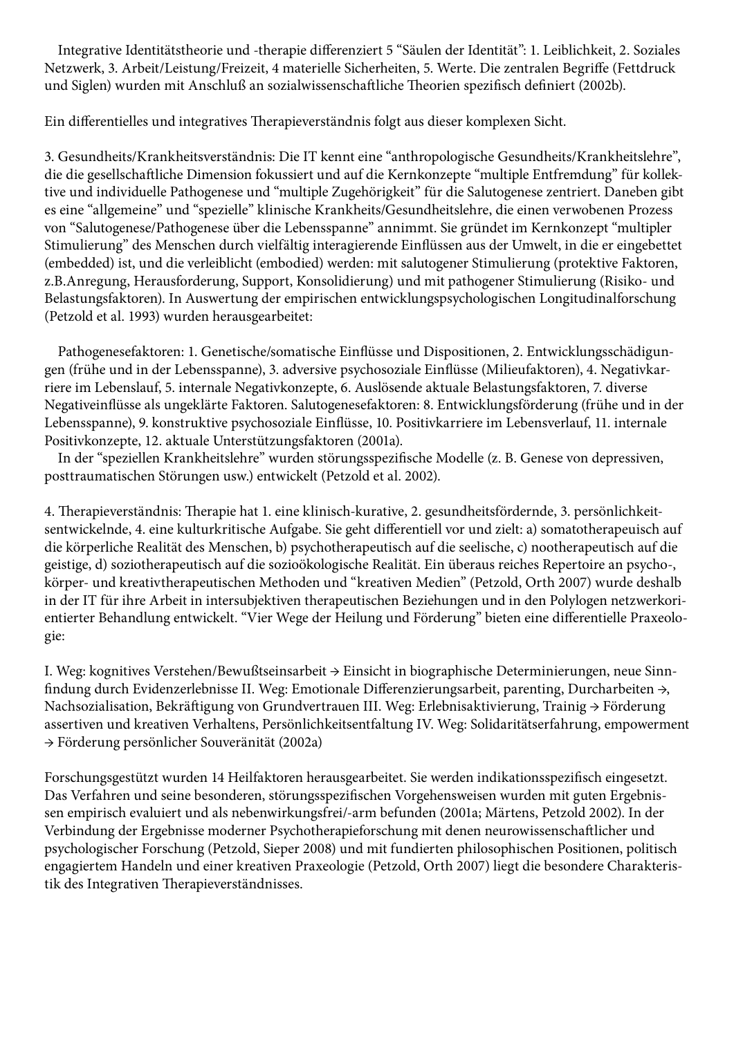Integrative Identitätstheorie und -therapie differenziert 5 "Säulen der Identität": 1. Leiblichkeit, 2. Soziales Netzwerk, 3. Arbeit/Leistung/Freizeit, 4 materielle Sicherheiten, 5. Werte. Die zentralen Begriffe (Fettdruck und Siglen) wurden mit Anschluß an sozialwissenschaftliche Theorien spezifisch definiert (2002b).

Ein differentielles und integratives Therapieverständnis folgt aus dieser komplexen Sicht.

3. Gesundheits/Krankheitsverständnis: Die IT kennt eine "anthropologische Gesundheits/Krankheitslehre", die die gesellschaftliche Dimension fokussiert und auf die Kernkonzepte "multiple Entfremdung" für kollektive und individuelle Pathogenese und "multiple Zugehörigkeit" für die Salutogenese zentriert. Daneben gibt es eine "allgemeine" und "spezielle" klinische Krankheits/Gesundheitslehre, die einen verwobenen Prozess von "Salutogenese/Pathogenese über die Lebensspanne" annimmt. Sie gründet im Kernkonzept "multipler Stimulierung" des Menschen durch vielfältig interagierende Einflüssen aus der Umwelt, in die er eingebettet (embedded) ist, und die verleiblicht (embodied) werden: mit salutogener Stimulierung (protektive Faktoren, z.B.Anregung, Herausforderung, Support, Konsolidierung) und mit pathogener Stimulierung (Risiko- und Belastungsfaktoren). In Auswertung der empirischen entwicklungspsychologischen Longitudinalforschung (Petzold et al. 1993) wurden herausgearbeitet:

Pathogenesefaktoren: 1. Genetische/somatische Einflüsse und Dispositionen, 2. Entwicklungsschädigungen (frühe und in der Lebensspanne), 3. adversive psychosoziale Einflüsse (Milieufaktoren), 4. Negativkarriere im Lebenslauf, 5. internale Negativkonzepte, 6. Auslösende aktuale Belastungsfaktoren, 7. diverse Negativeinflüsse als ungeklärte Faktoren. Salutogenesefaktoren: 8. Entwicklungsförderung (frühe und in der Lebensspanne), 9. konstruktive psychosoziale Einflüsse, 10. Positivkarriere im Lebensverlauf, 11. internale Positivkonzepte, 12. aktuale Unterstützungsfaktoren (2001a).

In der "speziellen Krankheitslehre" wurden störungsspezifische Modelle (z. B. Genese von depressiven, posttraumatischen Störungen usw.) entwickelt (Petzold et al. 2002).

4. Therapieverständnis: Therapie hat 1. eine klinisch-kurative, 2. gesundheitsfördernde, 3. persönlichkeitsentwickelnde, 4. eine kulturkritische Aufgabe. Sie geht differentiell vor und zielt: a) somatotherapeuisch auf die körperliche Realität des Menschen, b) psychotherapeutisch auf die seelische, c) nootherapeutisch auf die geistige, d) soziotherapeutisch auf die sozioökologische Realität. Ein überaus reiches Repertoire an psycho-, körper- und kreativtherapeutischen Methoden und "kreativen Medien" (Petzold, Orth 2007) wurde deshalb in der IT für ihre Arbeit in intersubjektiven therapeutischen Beziehungen und in den Polylogen netzwerkorientierter Behandlung entwickelt. "Vier Wege der Heilung und Förderung" bieten eine differentielle Praxeologie:

I. Weg: kognitives Verstehen/Bewußtseinsarbeit → Einsicht in biographische Determinierungen, neue Sinnfindung durch Evidenzerlebnisse II. Weg: Emotionale Differenzierungsarbeit, parenting, Durcharbeiten →, Nachsozialisation, Bekräftigung von Grundvertrauen III. Weg: Erlebnisaktivierung, Trainig → Förderung assertiven und kreativen Verhaltens, Persönlichkeitsentfaltung IV. Weg: Solidaritätserfahrung, empowerment → Förderung persönlicher Souveränität (2002a)

Forschungsgestützt wurden 14 Heilfaktoren herausgearbeitet. Sie werden indikationsspezifisch eingesetzt. Das Verfahren und seine besonderen, störungsspezifischen Vorgehensweisen wurden mit guten Ergebnissen empirisch evaluiert und als nebenwirkungsfrei/-arm befunden (2001a; Märtens, Petzold 2002). In der Verbindung der Ergebnisse moderner Psychotherapieforschung mit denen neurowissenschaftlicher und psychologischer Forschung (Petzold, Sieper 2008) und mit fundierten philosophischen Positionen, politisch engagiertem Handeln und einer kreativen Praxeologie (Petzold, Orth 2007) liegt die besondere Charakteristik des Integrativen Therapieverständnisses.